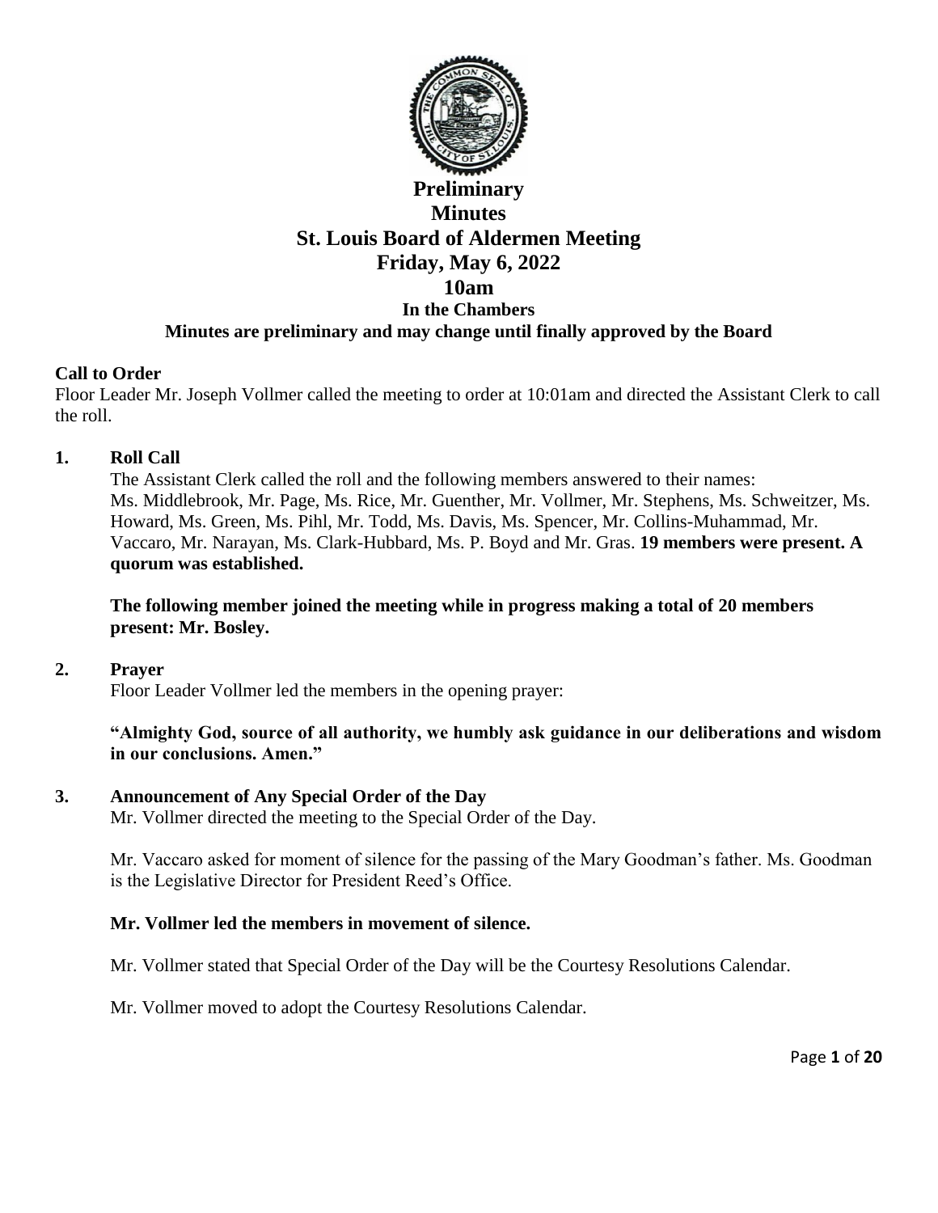# Preliminary Minutes St. Louis Board of Aldermen Meeting Friday, May 6, 2022 10am

### In the Chambers

### Minutes are preliminary and may change until finally approved by the Board

**Call to Order**

Floor Leader Mr. Joseph Vollmer called the meeting to order at 10:01am and directed the Assistant Clerk to call the roll.

1. **Roll Call**

   The Assistant Clerk called the roll and the following members answered to their names: Ms. Middlebrook, Mr. Page, Ms. Rice, Mr. Guenther, Mr. Vollmer, Mr. Stephens, Ms. Schweitzer, Ms. Howard, Ms. Green, Ms. Pihl, Mr. Todd, Ms. Davis, Ms. Spencer, Mr. Collins-Muhammad, Mr. Vaccaro, Mr. Narayan, Ms. Clark-Hubbard, Ms. P. Boyd and Mr. Gras. **19 members were present. A quorum was established.**

   **The following member joined the meeting while in progress making a total of 20 members present: Mr. Bosley.**

2. **Prayer**

   Floor Leader Vollmer led the members in the opening prayer:

   **"Almighty God, source of all authority, we humbly ask guidance in our deliberations and wisdom in our conclusions. Amen."**

3. **Announcement of Any Special Order of the Day**

   Mr. Vollmer directed the meeting to the Special Order of the Day.

   Mr. Vaccaro asked for moment of silence for the passing of the Mary Goodman's father. Ms. Goodman is the Legislative Director for President Reed's Office.

   **Mr. Vollmer led the members in movement of silence.**

   Mr. Vollmer stated that Special Order of the Day will be the Courtesy Resolutions Calendar.

   Mr. Vollmer moved to adopt the Courtesy Resolutions Calendar.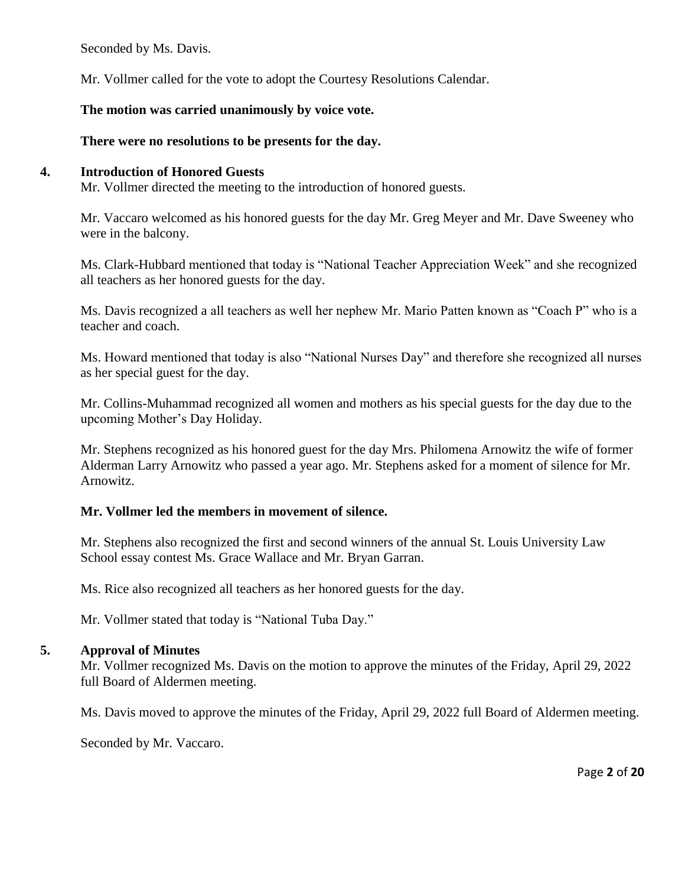Seconded by Ms. Davis.

Mr. Vollmer called for the vote to adopt the Courtesy Resolutions Calendar.

**The motion was carried unanimously by voice vote.**

**There were no resolutions to be presents for the day.**

**4. Introduction of Honored Guests**

Mr. Vollmer directed the meeting to the introduction of honored guests.

Mr. Vaccaro welcomed as his honored guests for the day Mr. Greg Meyer and Mr. Dave Sweeney who were in the balcony.

Ms. Clark-Hubbard mentioned that today is "National Teacher Appreciation Week" and she recognized all teachers as her honored guests for the day.

Ms. Davis recognized a all teachers as well her nephew Mr. Mario Patten known as "Coach P" who is a teacher and coach.

Ms. Howard mentioned that today is also "National Nurses Day" and therefore she recognized all nurses as her special guest for the day.

Mr. Collins-Muhammad recognized all women and mothers as his special guests for the day due to the upcoming Mother's Day Holiday.

Mr. Stephens recognized as his honored guest for the day Mrs. Philomena Arnowitz the wife of former Alderman Larry Arnowitz who passed a year ago. Mr. Stephens asked for a moment of silence for Mr. Arnowitz.

**Mr. Vollmer led the members in movement of silence.**

Mr. Stephens also recognized the first and second winners of the annual St. Louis University Law School essay contest Ms. Grace Wallace and Mr. Bryan Garran.

Ms. Rice also recognized all teachers as her honored guests for the day.

Mr. Vollmer stated that today is "National Tuba Day."

**5. Approval of Minutes**

Mr. Vollmer recognized Ms. Davis on the motion to approve the minutes of the Friday, April 29, 2022 full Board of Aldermen meeting.

Ms. Davis moved to approve the minutes of the Friday, April 29, 2022 full Board of Aldermen meeting.

Seconded by Mr. Vaccaro.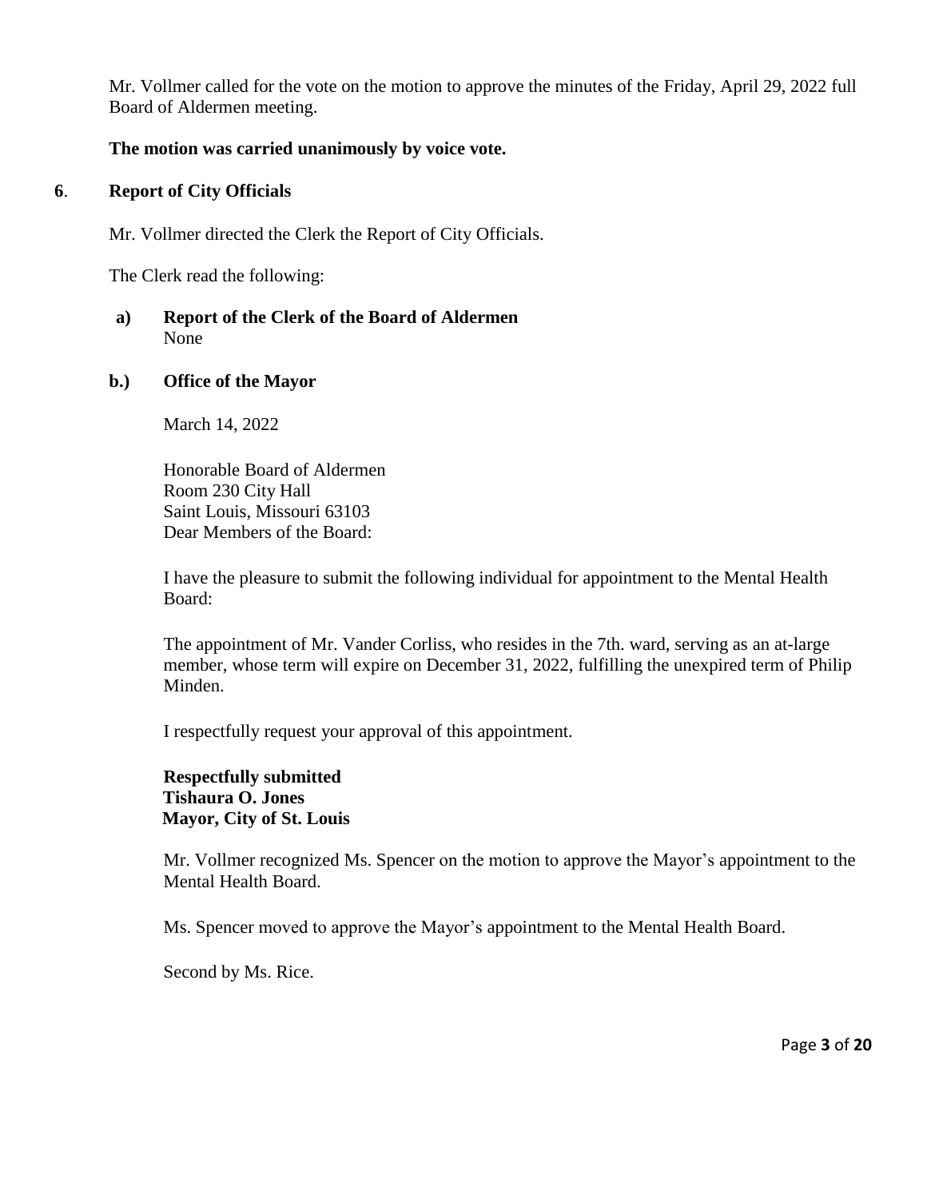Mr. Vollmer called for the vote on the motion to approve the minutes of the Friday, April 29, 2022 full Board of Aldermen meeting.

**The motion was carried unanimously by voice vote.**

## 6. Report of City Officials

Mr. Vollmer directed the Clerk the Report of City Officials.

The Clerk read the following:

**a) Report of the Clerk of the Board of Aldermen**
None

**b.) Office of the Mayor**

March 14, 2022

Honorable Board of Aldermen
Room 230 City Hall
Saint Louis, Missouri 63103
Dear Members of the Board:

I have the pleasure to submit the following individual for appointment to the Mental Health Board:

The appointment of Mr. Vander Corliss, who resides in the 7th. ward, serving as an at-large member, whose term will expire on December 31, 2022, fulfilling the unexpired term of Philip Minden.

I respectfully request your approval of this appointment.

**Respectfully submitted**
**Tishaura O. Jones**
**Mayor, City of St. Louis**

Mr. Vollmer recognized Ms. Spencer on the motion to approve the Mayor's appointment to the Mental Health Board.

Ms. Spencer moved to approve the Mayor's appointment to the Mental Health Board.

Second by Ms. Rice.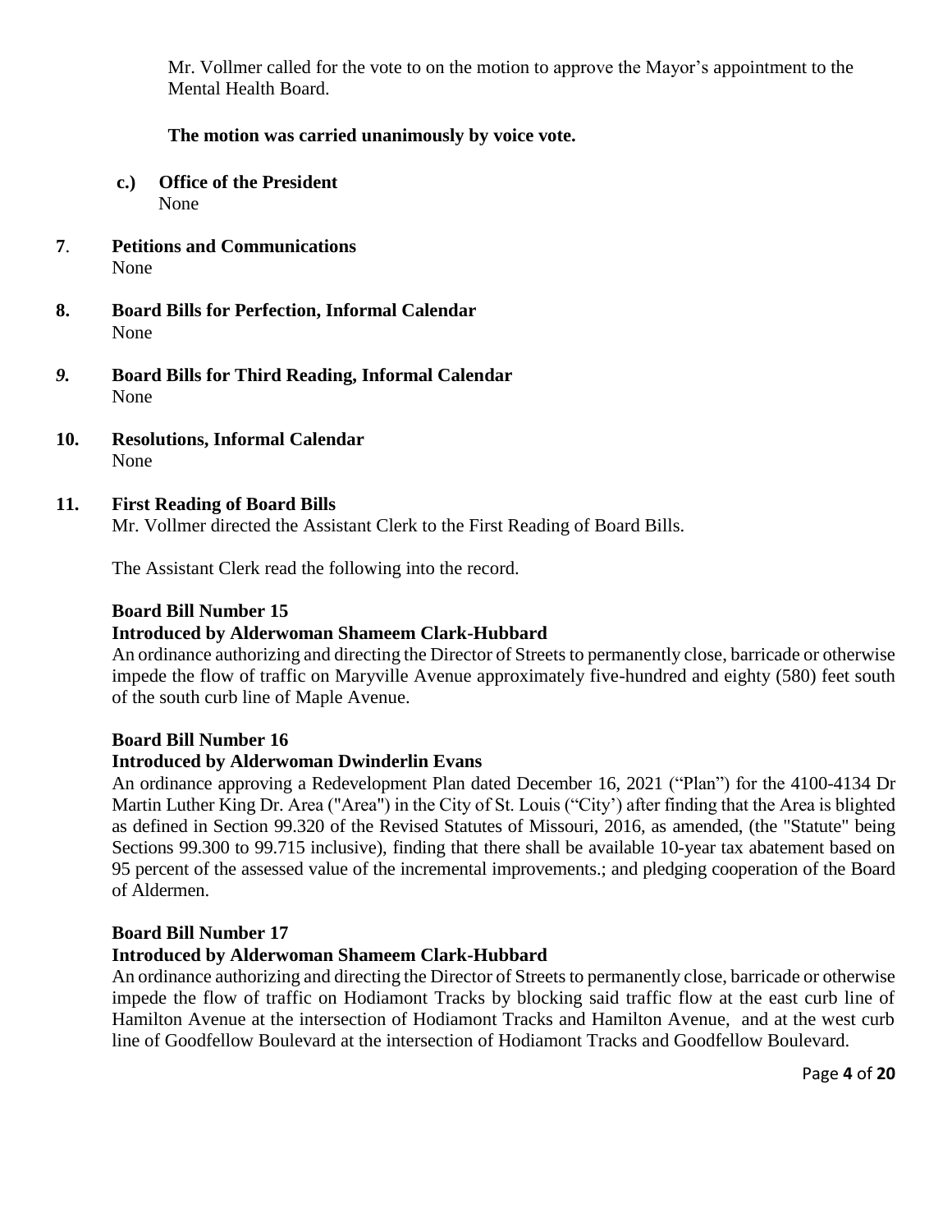Mr. Vollmer called for the vote to on the motion to approve the Mayor's appointment to the Mental Health Board.

**The motion was carried unanimously by voice vote.**

**c.) Office of the President**
None

**7. Petitions and Communications**
None

**8. Board Bills for Perfection, Informal Calendar**
None

***9.*** **Board Bills for Third Reading, Informal Calendar**
None

**10. Resolutions, Informal Calendar**
None

**11. First Reading of Board Bills**
Mr. Vollmer directed the Assistant Clerk to the First Reading of Board Bills.

The Assistant Clerk read the following into the record.

**Board Bill Number 15**
**Introduced by Alderwoman Shameem Clark-Hubbard**
An ordinance authorizing and directing the Director of Streets to permanently close, barricade or otherwise impede the flow of traffic on Maryville Avenue approximately five-hundred and eighty (580) feet south of the south curb line of Maple Avenue.

**Board Bill Number 16**
**Introduced by Alderwoman Dwinderlin Evans**
An ordinance approving a Redevelopment Plan dated December 16, 2021 ("Plan") for the 4100-4134 Dr Martin Luther King Dr. Area ("Area") in the City of St. Louis ("City') after finding that the Area is blighted as defined in Section 99.320 of the Revised Statutes of Missouri, 2016, as amended, (the "Statute" being Sections 99.300 to 99.715 inclusive), finding that there shall be available 10-year tax abatement based on 95 percent of the assessed value of the incremental improvements.; and pledging cooperation of the Board of Aldermen.

**Board Bill Number 17**
**Introduced by Alderwoman Shameem Clark-Hubbard**
An ordinance authorizing and directing the Director of Streets to permanently close, barricade or otherwise impede the flow of traffic on Hodiamont Tracks by blocking said traffic flow at the east curb line of Hamilton Avenue at the intersection of Hodiamont Tracks and Hamilton Avenue, and at the west curb line of Goodfellow Boulevard at the intersection of Hodiamont Tracks and Goodfellow Boulevard.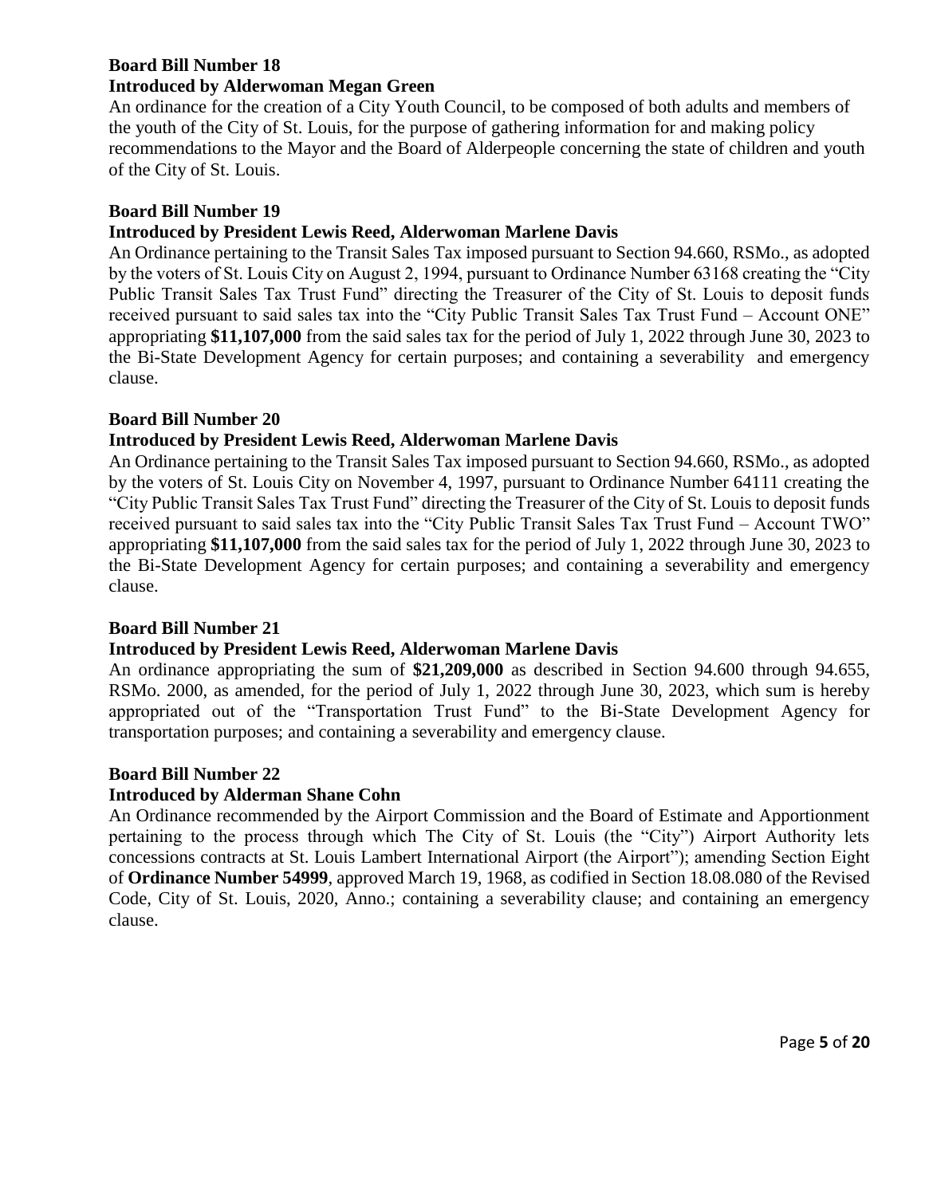**Board Bill Number 18**
**Introduced by Alderwoman Megan Green**

An ordinance for the creation of a City Youth Council, to be composed of both adults and members of the youth of the City of St. Louis, for the purpose of gathering information for and making policy recommendations to the Mayor and the Board of Alderpeople concerning the state of children and youth of the City of St. Louis.

**Board Bill Number 19**
**Introduced by President Lewis Reed, Alderwoman Marlene Davis**

An Ordinance pertaining to the Transit Sales Tax imposed pursuant to Section 94.660, RSMo., as adopted by the voters of St. Louis City on August 2, 1994, pursuant to Ordinance Number 63168 creating the "City Public Transit Sales Tax Trust Fund" directing the Treasurer of the City of St. Louis to deposit funds received pursuant to said sales tax into the "City Public Transit Sales Tax Trust Fund – Account ONE" appropriating **$11,107,000** from the said sales tax for the period of July 1, 2022 through June 30, 2023 to the Bi-State Development Agency for certain purposes; and containing a severability and emergency clause.

**Board Bill Number 20**
**Introduced by President Lewis Reed, Alderwoman Marlene Davis**

An Ordinance pertaining to the Transit Sales Tax imposed pursuant to Section 94.660, RSMo., as adopted by the voters of St. Louis City on November 4, 1997, pursuant to Ordinance Number 64111 creating the "City Public Transit Sales Tax Trust Fund" directing the Treasurer of the City of St. Louis to deposit funds received pursuant to said sales tax into the "City Public Transit Sales Tax Trust Fund – Account TWO" appropriating **$11,107,000** from the said sales tax for the period of July 1, 2022 through June 30, 2023 to the Bi-State Development Agency for certain purposes; and containing a severability and emergency clause.

**Board Bill Number 21**
**Introduced by President Lewis Reed, Alderwoman Marlene Davis**

An ordinance appropriating the sum of **$21,209,000** as described in Section 94.600 through 94.655, RSMo. 2000, as amended, for the period of July 1, 2022 through June 30, 2023, which sum is hereby appropriated out of the "Transportation Trust Fund" to the Bi-State Development Agency for transportation purposes; and containing a severability and emergency clause.

**Board Bill Number 22**
**Introduced by Alderman Shane Cohn**

An Ordinance recommended by the Airport Commission and the Board of Estimate and Apportionment pertaining to the process through which The City of St. Louis (the "City") Airport Authority lets concessions contracts at St. Louis Lambert International Airport (the Airport"); amending Section Eight of **Ordinance Number 54999**, approved March 19, 1968, as codified in Section 18.08.080 of the Revised Code, City of St. Louis, 2020, Anno.; containing a severability clause; and containing an emergency clause.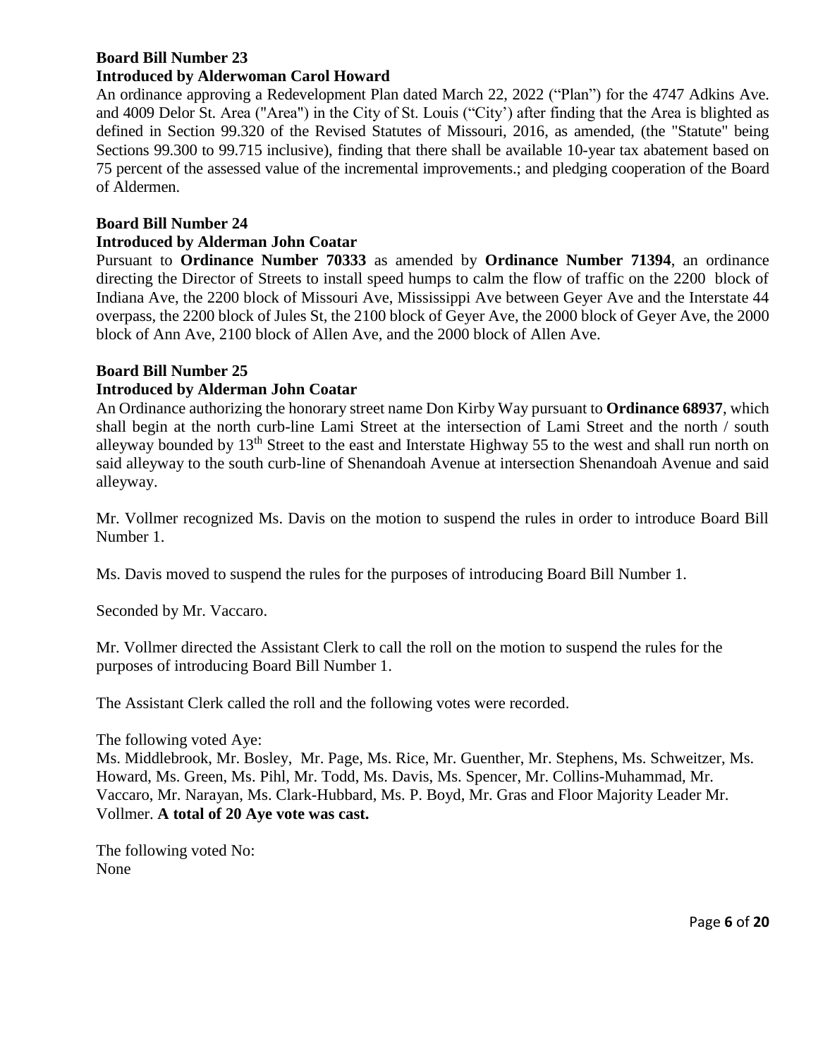**Board Bill Number 23**
**Introduced by Alderwoman Carol Howard**

An ordinance approving a Redevelopment Plan dated March 22, 2022 ("Plan") for the 4747 Adkins Ave. and 4009 Delor St. Area ("Area") in the City of St. Louis ("City') after finding that the Area is blighted as defined in Section 99.320 of the Revised Statutes of Missouri, 2016, as amended, (the "Statute" being Sections 99.300 to 99.715 inclusive), finding that there shall be available 10-year tax abatement based on 75 percent of the assessed value of the incremental improvements.; and pledging cooperation of the Board of Aldermen.

**Board Bill Number 24**
**Introduced by Alderman John Coatar**

Pursuant to **Ordinance Number 70333** as amended by **Ordinance Number 71394**, an ordinance directing the Director of Streets to install speed humps to calm the flow of traffic on the 2200 block of Indiana Ave, the 2200 block of Missouri Ave, Mississippi Ave between Geyer Ave and the Interstate 44 overpass, the 2200 block of Jules St, the 2100 block of Geyer Ave, the 2000 block of Geyer Ave, the 2000 block of Ann Ave, 2100 block of Allen Ave, and the 2000 block of Allen Ave.

**Board Bill Number 25**
**Introduced by Alderman John Coatar**

An Ordinance authorizing the honorary street name Don Kirby Way pursuant to **Ordinance 68937**, which shall begin at the north curb-line Lami Street at the intersection of Lami Street and the north / south alleyway bounded by 13th Street to the east and Interstate Highway 55 to the west and shall run north on said alleyway to the south curb-line of Shenandoah Avenue at intersection Shenandoah Avenue and said alleyway.

Mr. Vollmer recognized Ms. Davis on the motion to suspend the rules in order to introduce Board Bill Number 1.

Ms. Davis moved to suspend the rules for the purposes of introducing Board Bill Number 1.

Seconded by Mr. Vaccaro.

Mr. Vollmer directed the Assistant Clerk to call the roll on the motion to suspend the rules for the purposes of introducing Board Bill Number 1.

The Assistant Clerk called the roll and the following votes were recorded.

The following voted Aye:
Ms. Middlebrook, Mr. Bosley, Mr. Page, Ms. Rice, Mr. Guenther, Mr. Stephens, Ms. Schweitzer, Ms. Howard, Ms. Green, Ms. Pihl, Mr. Todd, Ms. Davis, Ms. Spencer, Mr. Collins-Muhammad, Mr. Vaccaro, Mr. Narayan, Ms. Clark-Hubbard, Ms. P. Boyd, Mr. Gras and Floor Majority Leader Mr. Vollmer. **A total of 20 Aye vote was cast.**

The following voted No:
None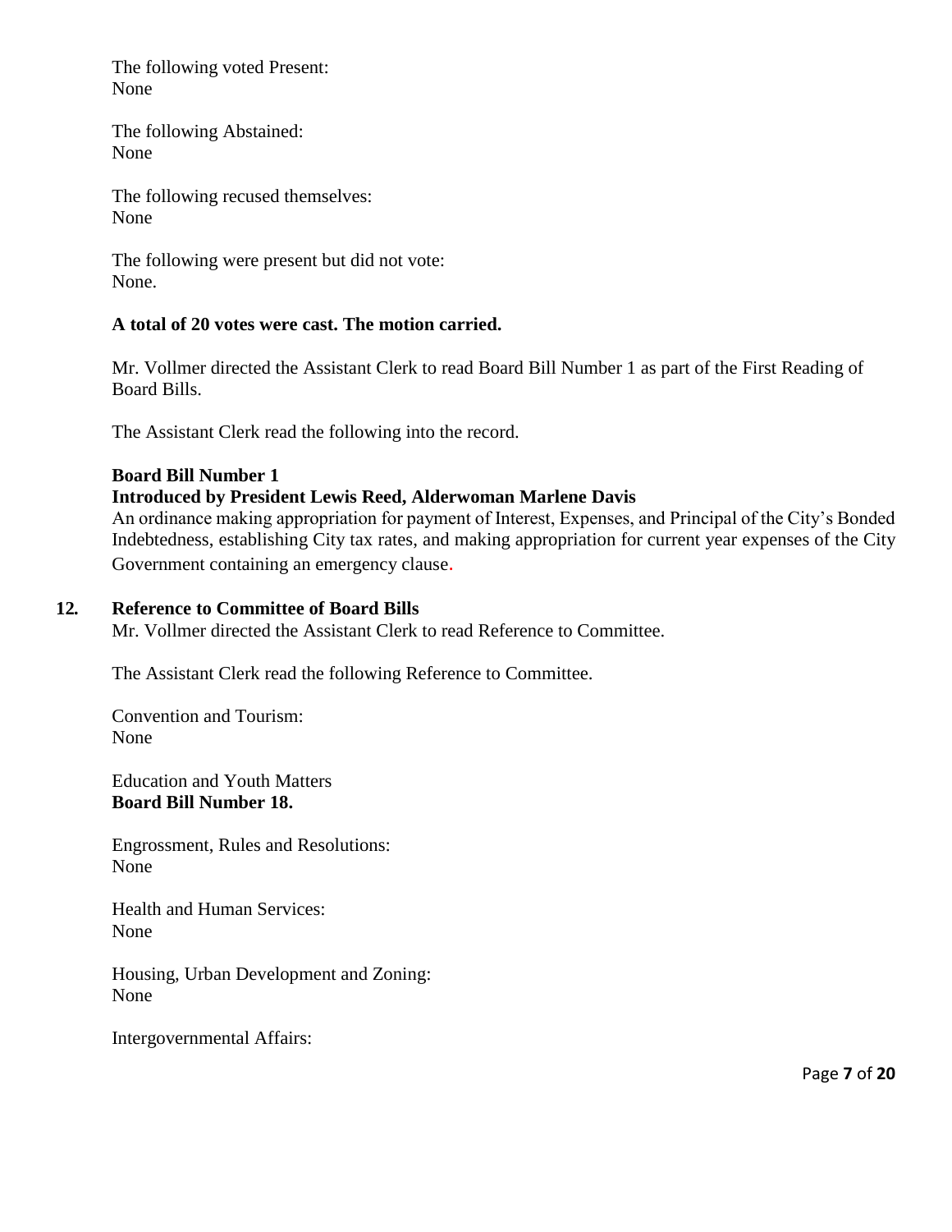The following voted Present:
None

The following Abstained:
None

The following recused themselves:
None

The following were present but did not vote:
None.

**A total of 20 votes were cast. The motion carried.**

Mr. Vollmer directed the Assistant Clerk to read Board Bill Number 1 as part of the First Reading of Board Bills.

The Assistant Clerk read the following into the record.

**Board Bill Number 1**
**Introduced by President Lewis Reed, Alderwoman Marlene Davis**
An ordinance making appropriation for payment of Interest, Expenses, and Principal of the City's Bonded Indebtedness, establishing City tax rates, and making appropriation for current year expenses of the City Government containing an emergency clause.

## 12. Reference to Committee of Board Bills

Mr. Vollmer directed the Assistant Clerk to read Reference to Committee.

The Assistant Clerk read the following Reference to Committee.

Convention and Tourism:
None

Education and Youth Matters
**Board Bill Number 18.**

Engrossment, Rules and Resolutions:
None

Health and Human Services:
None

Housing, Urban Development and Zoning:
None

Intergovernmental Affairs: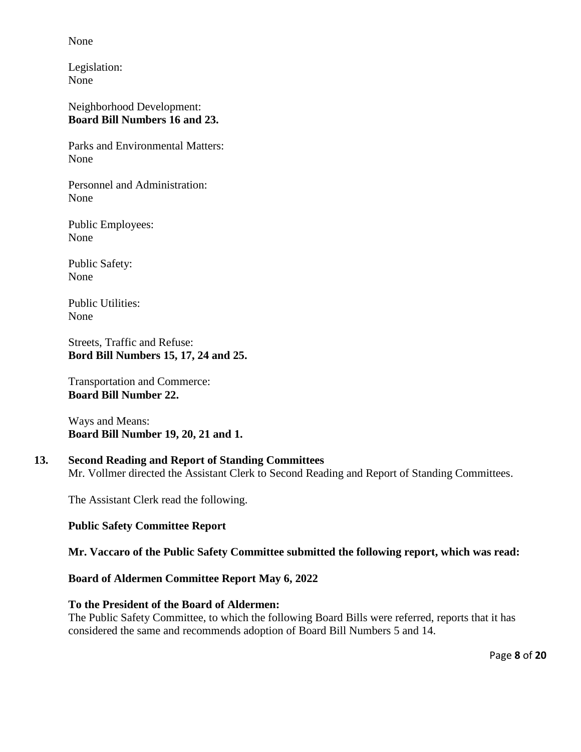None

Legislation:
None

Neighborhood Development:
**Board Bill Numbers 16 and 23.**

Parks and Environmental Matters:
None

Personnel and Administration:
None

Public Employees:
None

Public Safety:
None

Public Utilities:
None

Streets, Traffic and Refuse:
**Bord Bill Numbers 15, 17, 24 and 25.**

Transportation and Commerce:
**Board Bill Number 22.**

Ways and Means:
**Board Bill Number 19, 20, 21 and 1.**

**13. Second Reading and Report of Standing Committees**

Mr. Vollmer directed the Assistant Clerk to Second Reading and Report of Standing Committees.

The Assistant Clerk read the following.

**Public Safety Committee Report**

**Mr. Vaccaro of the Public Safety Committee submitted the following report, which was read:**

**Board of Aldermen Committee Report May 6, 2022**

**To the President of the Board of Aldermen:**
The Public Safety Committee, to which the following Board Bills were referred, reports that it has considered the same and recommends adoption of Board Bill Numbers 5 and 14.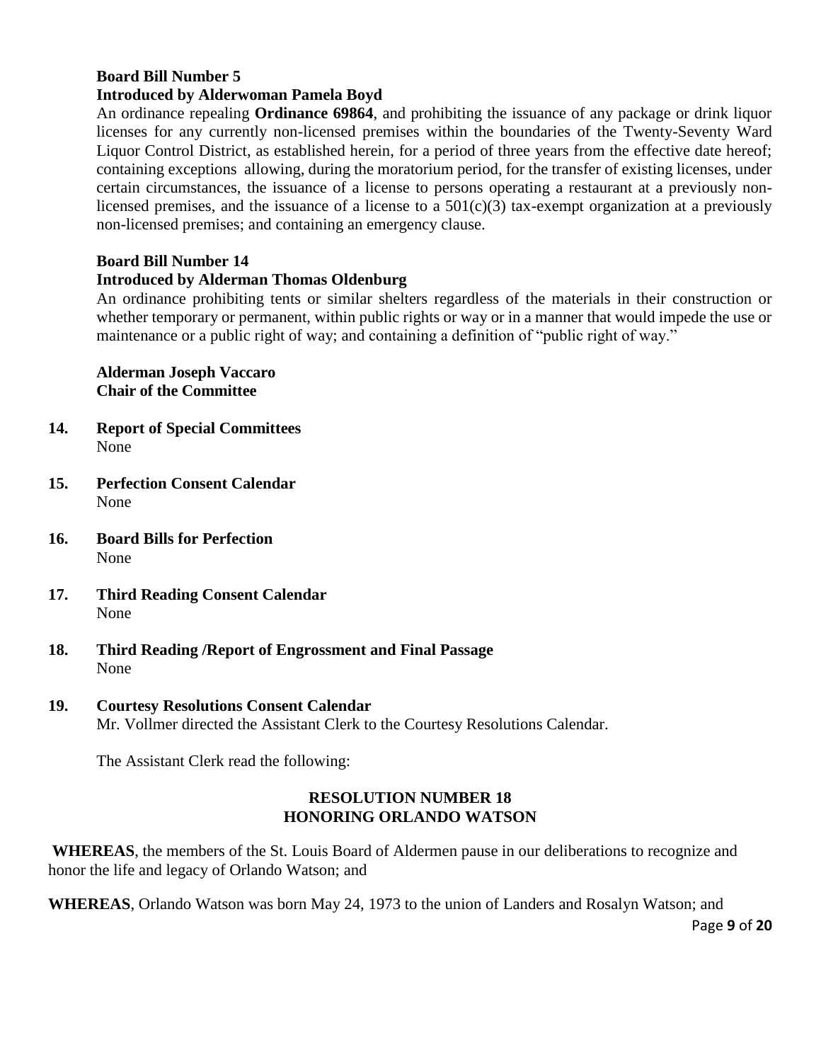**Board Bill Number 5**
**Introduced by Alderwoman Pamela Boyd**

An ordinance repealing **Ordinance 69864**, and prohibiting the issuance of any package or drink liquor licenses for any currently non-licensed premises within the boundaries of the Twenty-Seventy Ward Liquor Control District, as established herein, for a period of three years from the effective date hereof; containing exceptions allowing, during the moratorium period, for the transfer of existing licenses, under certain circumstances, the issuance of a license to persons operating a restaurant at a previously non-licensed premises, and the issuance of a license to a 501(c)(3) tax-exempt organization at a previously non-licensed premises; and containing an emergency clause.

**Board Bill Number 14**
**Introduced by Alderman Thomas Oldenburg**

An ordinance prohibiting tents or similar shelters regardless of the materials in their construction or whether temporary or permanent, within public rights or way or in a manner that would impede the use or maintenance or a public right of way; and containing a definition of "public right of way."

**Alderman Joseph Vaccaro**
**Chair of the Committee**

**14. Report of Special Committees**
None

**15. Perfection Consent Calendar**
None

**16. Board Bills for Perfection**
None

**17. Third Reading Consent Calendar**
None

**18. Third Reading /Report of Engrossment and Final Passage**
None

**19. Courtesy Resolutions Consent Calendar**
Mr. Vollmer directed the Assistant Clerk to the Courtesy Resolutions Calendar.

The Assistant Clerk read the following:

**RESOLUTION NUMBER 18**
**HONORING ORLANDO WATSON**

**WHEREAS**, the members of the St. Louis Board of Aldermen pause in our deliberations to recognize and honor the life and legacy of Orlando Watson; and

**WHEREAS**, Orlando Watson was born May 24, 1973 to the union of Landers and Rosalyn Watson; and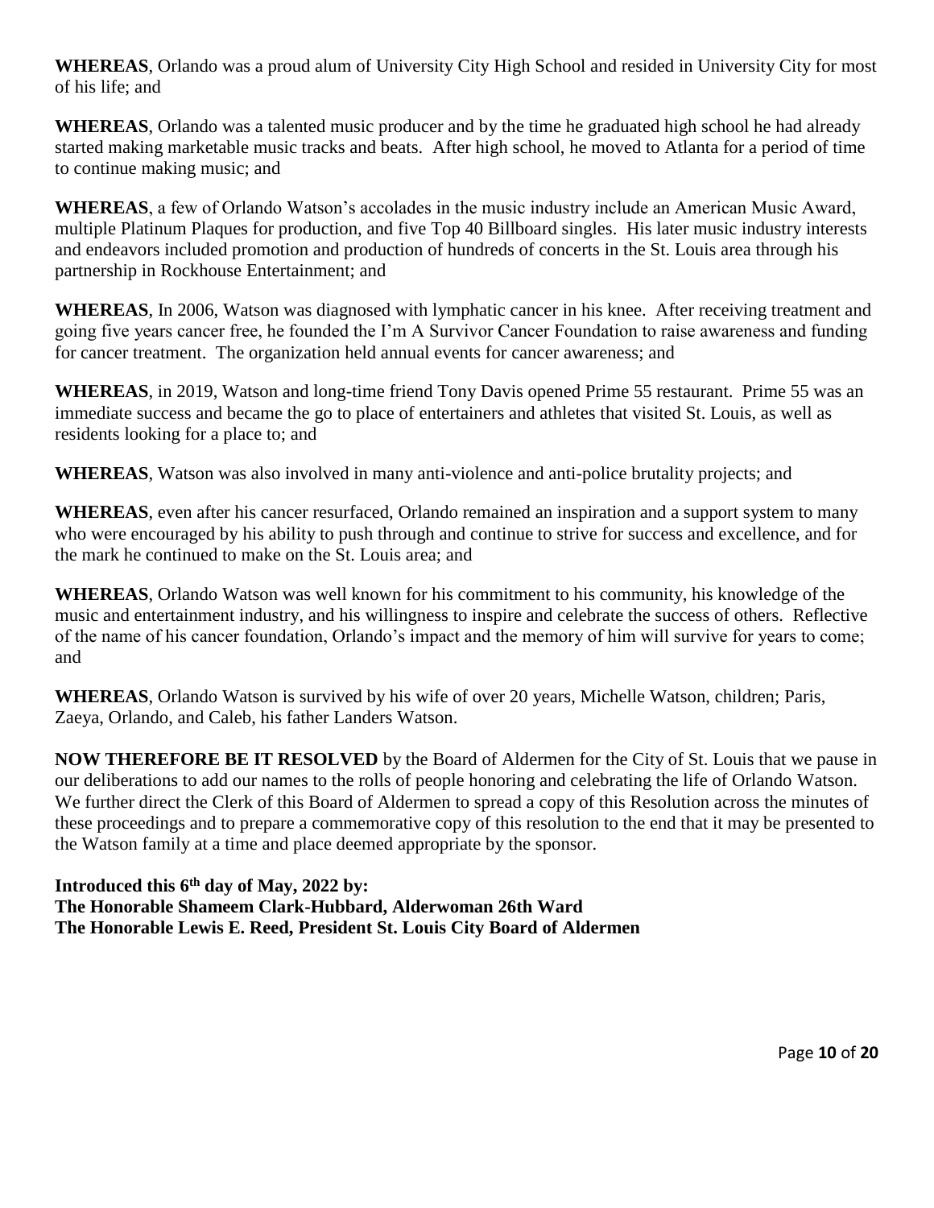**WHEREAS**, Orlando was a proud alum of University City High School and resided in University City for most of his life; and

**WHEREAS**, Orlando was a talented music producer and by the time he graduated high school he had already started making marketable music tracks and beats. After high school, he moved to Atlanta for a period of time to continue making music; and

**WHEREAS**, a few of Orlando Watson's accolades in the music industry include an American Music Award, multiple Platinum Plaques for production, and five Top 40 Billboard singles. His later music industry interests and endeavors included promotion and production of hundreds of concerts in the St. Louis area through his partnership in Rockhouse Entertainment; and

**WHEREAS**, In 2006, Watson was diagnosed with lymphatic cancer in his knee. After receiving treatment and going five years cancer free, he founded the I'm A Survivor Cancer Foundation to raise awareness and funding for cancer treatment. The organization held annual events for cancer awareness; and

**WHEREAS**, in 2019, Watson and long-time friend Tony Davis opened Prime 55 restaurant. Prime 55 was an immediate success and became the go to place of entertainers and athletes that visited St. Louis, as well as residents looking for a place to; and

**WHEREAS**, Watson was also involved in many anti-violence and anti-police brutality projects; and

**WHEREAS**, even after his cancer resurfaced, Orlando remained an inspiration and a support system to many who were encouraged by his ability to push through and continue to strive for success and excellence, and for the mark he continued to make on the St. Louis area; and

**WHEREAS**, Orlando Watson was well known for his commitment to his community, his knowledge of the music and entertainment industry, and his willingness to inspire and celebrate the success of others. Reflective of the name of his cancer foundation, Orlando's impact and the memory of him will survive for years to come; and

**WHEREAS**, Orlando Watson is survived by his wife of over 20 years, Michelle Watson, children; Paris, Zaeya, Orlando, and Caleb, his father Landers Watson.

**NOW THEREFORE BE IT RESOLVED** by the Board of Aldermen for the City of St. Louis that we pause in our deliberations to add our names to the rolls of people honoring and celebrating the life of Orlando Watson. We further direct the Clerk of this Board of Aldermen to spread a copy of this Resolution across the minutes of these proceedings and to prepare a commemorative copy of this resolution to the end that it may be presented to the Watson family at a time and place deemed appropriate by the sponsor.

**Introduced this 6th day of May, 2022 by:**
**The Honorable Shameem Clark-Hubbard, Alderwoman 26th Ward**
**The Honorable Lewis E. Reed, President St. Louis City Board of Aldermen**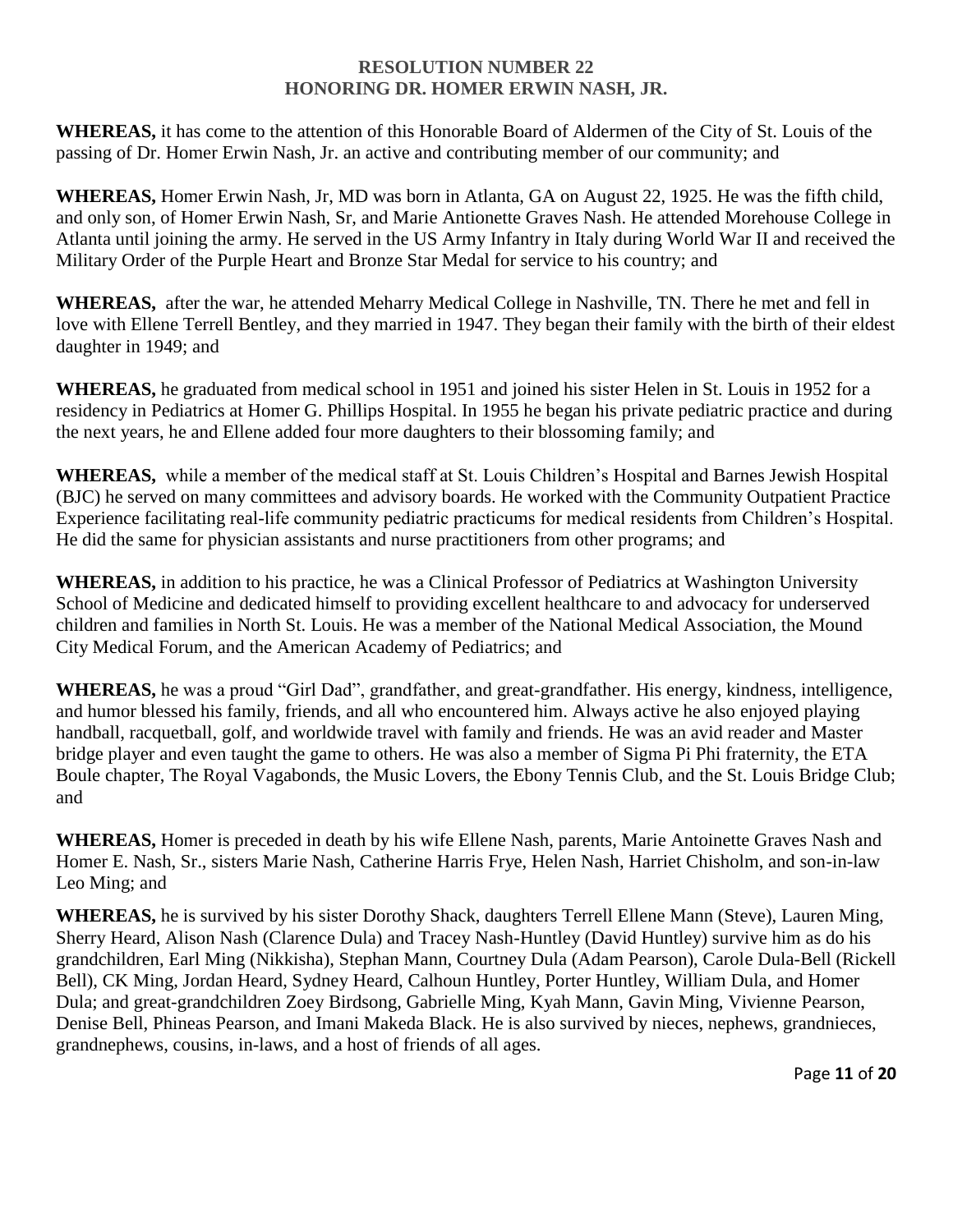**RESOLUTION NUMBER 22**
**HONORING DR. HOMER ERWIN NASH, JR.**

**WHEREAS,** it has come to the attention of this Honorable Board of Aldermen of the City of St. Louis of the passing of Dr. Homer Erwin Nash, Jr. an active and contributing member of our community; and

**WHEREAS,** Homer Erwin Nash, Jr, MD was born in Atlanta, GA on August 22, 1925. He was the fifth child, and only son, of Homer Erwin Nash, Sr, and Marie Antionette Graves Nash. He attended Morehouse College in Atlanta until joining the army. He served in the US Army Infantry in Italy during World War II and received the Military Order of the Purple Heart and Bronze Star Medal for service to his country; and

**WHEREAS,** after the war, he attended Meharry Medical College in Nashville, TN. There he met and fell in love with Ellene Terrell Bentley, and they married in 1947. They began their family with the birth of their eldest daughter in 1949; and

**WHEREAS,** he graduated from medical school in 1951 and joined his sister Helen in St. Louis in 1952 for a residency in Pediatrics at Homer G. Phillips Hospital. In 1955 he began his private pediatric practice and during the next years, he and Ellene added four more daughters to their blossoming family; and

**WHEREAS,** while a member of the medical staff at St. Louis Children's Hospital and Barnes Jewish Hospital (BJC) he served on many committees and advisory boards. He worked with the Community Outpatient Practice Experience facilitating real-life community pediatric practicums for medical residents from Children's Hospital. He did the same for physician assistants and nurse practitioners from other programs; and

**WHEREAS,** in addition to his practice, he was a Clinical Professor of Pediatrics at Washington University School of Medicine and dedicated himself to providing excellent healthcare to and advocacy for underserved children and families in North St. Louis. He was a member of the National Medical Association, the Mound City Medical Forum, and the American Academy of Pediatrics; and

**WHEREAS,** he was a proud "Girl Dad", grandfather, and great-grandfather. His energy, kindness, intelligence, and humor blessed his family, friends, and all who encountered him. Always active he also enjoyed playing handball, racquetball, golf, and worldwide travel with family and friends. He was an avid reader and Master bridge player and even taught the game to others. He was also a member of Sigma Pi Phi fraternity, the ETA Boule chapter, The Royal Vagabonds, the Music Lovers, the Ebony Tennis Club, and the St. Louis Bridge Club; and

**WHEREAS,** Homer is preceded in death by his wife Ellene Nash, parents, Marie Antoinette Graves Nash and Homer E. Nash, Sr., sisters Marie Nash, Catherine Harris Frye, Helen Nash, Harriet Chisholm, and son-in-law Leo Ming; and

**WHEREAS,** he is survived by his sister Dorothy Shack, daughters Terrell Ellene Mann (Steve), Lauren Ming, Sherry Heard, Alison Nash (Clarence Dula) and Tracey Nash-Huntley (David Huntley) survive him as do his grandchildren, Earl Ming (Nikkisha), Stephan Mann, Courtney Dula (Adam Pearson), Carole Dula-Bell (Rickell Bell), CK Ming, Jordan Heard, Sydney Heard, Calhoun Huntley, Porter Huntley, William Dula, and Homer Dula; and great-grandchildren Zoey Birdsong, Gabrielle Ming, Kyah Mann, Gavin Ming, Vivienne Pearson, Denise Bell, Phineas Pearson, and Imani Makeda Black. He is also survived by nieces, nephews, grandnieces, grandnephews, cousins, in-laws, and a host of friends of all ages.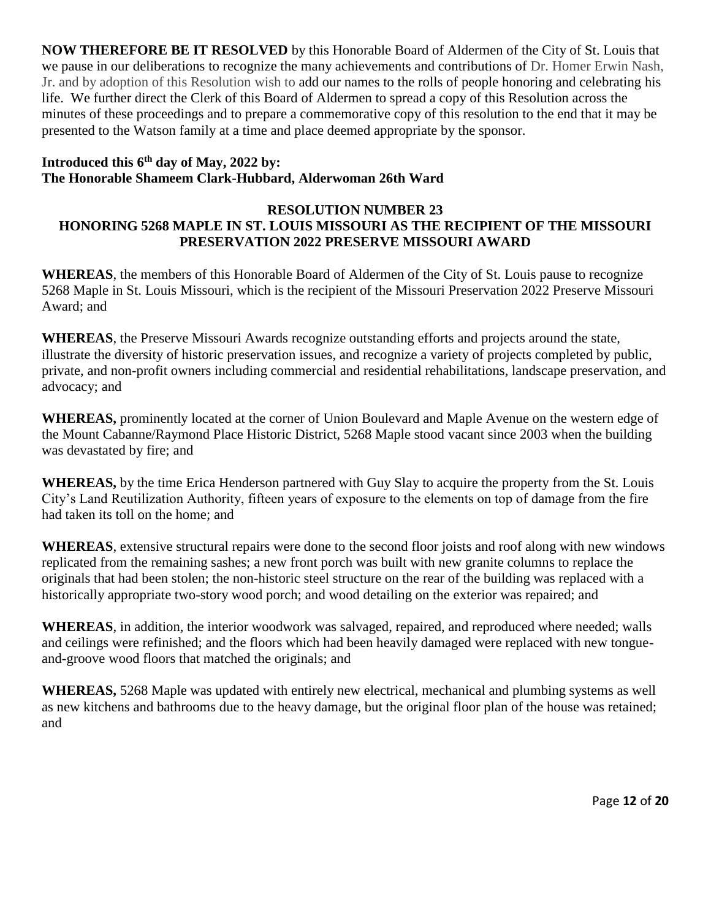**NOW THEREFORE BE IT RESOLVED** by this Honorable Board of Aldermen of the City of St. Louis that we pause in our deliberations to recognize the many achievements and contributions of Dr. Homer Erwin Nash, Jr. and by adoption of this Resolution wish to add our names to the rolls of people honoring and celebrating his life. We further direct the Clerk of this Board of Aldermen to spread a copy of this Resolution across the minutes of these proceedings and to prepare a commemorative copy of this resolution to the end that it may be presented to the Watson family at a time and place deemed appropriate by the sponsor.

**Introduced this 6th day of May, 2022 by:**
**The Honorable Shameem Clark-Hubbard, Alderwoman 26th Ward**

## RESOLUTION NUMBER 23
## HONORING 5268 MAPLE IN ST. LOUIS MISSOURI AS THE RECIPIENT OF THE MISSOURI PRESERVATION 2022 PRESERVE MISSOURI AWARD

**WHEREAS**, the members of this Honorable Board of Aldermen of the City of St. Louis pause to recognize 5268 Maple in St. Louis Missouri, which is the recipient of the Missouri Preservation 2022 Preserve Missouri Award; and

**WHEREAS**, the Preserve Missouri Awards recognize outstanding efforts and projects around the state, illustrate the diversity of historic preservation issues, and recognize a variety of projects completed by public, private, and non-profit owners including commercial and residential rehabilitations, landscape preservation, and advocacy; and

**WHEREAS,** prominently located at the corner of Union Boulevard and Maple Avenue on the western edge of the Mount Cabanne/Raymond Place Historic District, 5268 Maple stood vacant since 2003 when the building was devastated by fire; and

**WHEREAS,** by the time Erica Henderson partnered with Guy Slay to acquire the property from the St. Louis City's Land Reutilization Authority, fifteen years of exposure to the elements on top of damage from the fire had taken its toll on the home; and

**WHEREAS**, extensive structural repairs were done to the second floor joists and roof along with new windows replicated from the remaining sashes; a new front porch was built with new granite columns to replace the originals that had been stolen; the non-historic steel structure on the rear of the building was replaced with a historically appropriate two-story wood porch; and wood detailing on the exterior was repaired; and

**WHEREAS**, in addition, the interior woodwork was salvaged, repaired, and reproduced where needed; walls and ceilings were refinished; and the floors which had been heavily damaged were replaced with new tongue-and-groove wood floors that matched the originals; and

**WHEREAS,** 5268 Maple was updated with entirely new electrical, mechanical and plumbing systems as well as new kitchens and bathrooms due to the heavy damage, but the original floor plan of the house was retained; and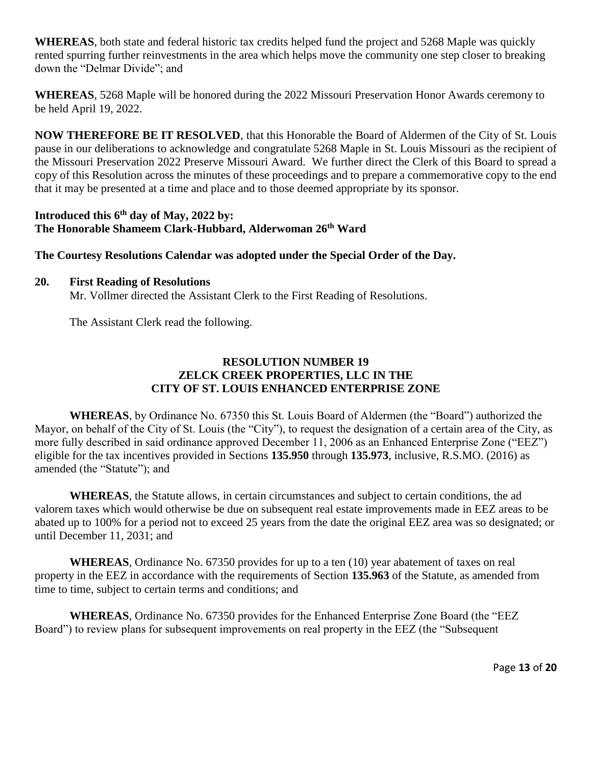**WHEREAS**, both state and federal historic tax credits helped fund the project and 5268 Maple was quickly rented spurring further reinvestments in the area which helps move the community one step closer to breaking down the "Delmar Divide"; and

**WHEREAS**, 5268 Maple will be honored during the 2022 Missouri Preservation Honor Awards ceremony to be held April 19, 2022.

**NOW THEREFORE BE IT RESOLVED**, that this Honorable the Board of Aldermen of the City of St. Louis pause in our deliberations to acknowledge and congratulate 5268 Maple in St. Louis Missouri as the recipient of the Missouri Preservation 2022 Preserve Missouri Award. We further direct the Clerk of this Board to spread a copy of this Resolution across the minutes of these proceedings and to prepare a commemorative copy to the end that it may be presented at a time and place and to those deemed appropriate by its sponsor.

**Introduced this 6th day of May, 2022 by:**
**The Honorable Shameem Clark-Hubbard, Alderwoman 26th Ward**

**The Courtesy Resolutions Calendar was adopted under the Special Order of the Day.**

**20. First Reading of Resolutions**

Mr. Vollmer directed the Assistant Clerk to the First Reading of Resolutions.

The Assistant Clerk read the following.

**RESOLUTION NUMBER 19**
**ZELCK CREEK PROPERTIES, LLC IN THE**
**CITY OF ST. LOUIS ENHANCED ENTERPRISE ZONE**

**WHEREAS**, by Ordinance No. 67350 this St. Louis Board of Aldermen (the "Board") authorized the Mayor, on behalf of the City of St. Louis (the "City"), to request the designation of a certain area of the City, as more fully described in said ordinance approved December 11, 2006 as an Enhanced Enterprise Zone ("EEZ") eligible for the tax incentives provided in Sections **135.950** through **135.973**, inclusive, R.S.MO. (2016) as amended (the "Statute"); and

**WHEREAS**, the Statute allows, in certain circumstances and subject to certain conditions, the ad valorem taxes which would otherwise be due on subsequent real estate improvements made in EEZ areas to be abated up to 100% for a period not to exceed 25 years from the date the original EEZ area was so designated; or until December 11, 2031; and

**WHEREAS**, Ordinance No. 67350 provides for up to a ten (10) year abatement of taxes on real property in the EEZ in accordance with the requirements of Section **135.963** of the Statute, as amended from time to time, subject to certain terms and conditions; and

**WHEREAS**, Ordinance No. 67350 provides for the Enhanced Enterprise Zone Board (the "EEZ Board") to review plans for subsequent improvements on real property in the EEZ (the "Subsequent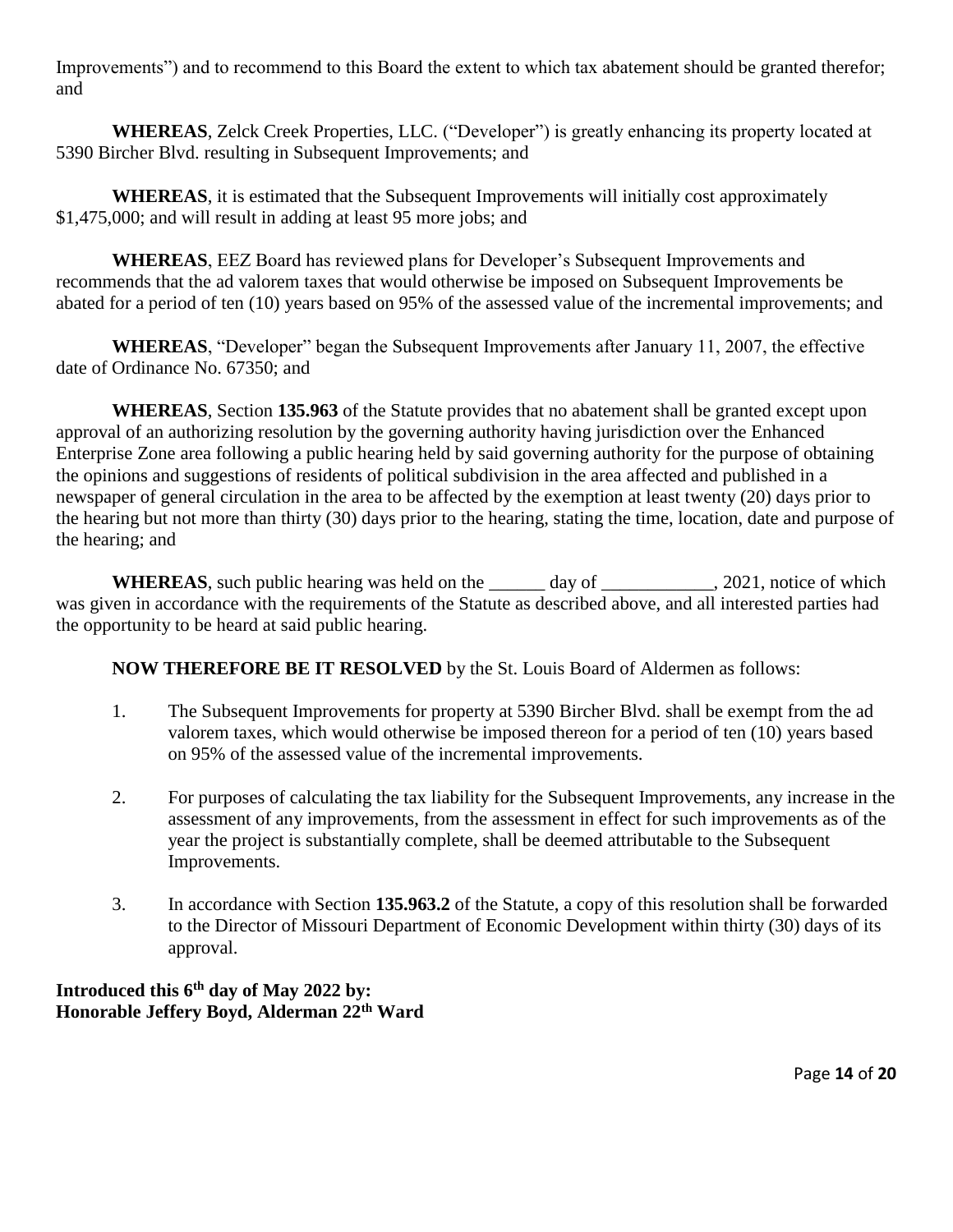Improvements") and to recommend to this Board the extent to which tax abatement should be granted therefor; and

**WHEREAS**, Zelck Creek Properties, LLC. ("Developer") is greatly enhancing its property located at 5390 Bircher Blvd. resulting in Subsequent Improvements; and

**WHEREAS**, it is estimated that the Subsequent Improvements will initially cost approximately $1,475,000; and will result in adding at least 95 more jobs; and

**WHEREAS**, EEZ Board has reviewed plans for Developer's Subsequent Improvements and recommends that the ad valorem taxes that would otherwise be imposed on Subsequent Improvements be abated for a period of ten (10) years based on 95% of the assessed value of the incremental improvements; and

**WHEREAS**, "Developer" began the Subsequent Improvements after January 11, 2007, the effective date of Ordinance No. 67350; and

**WHEREAS**, Section **135.963** of the Statute provides that no abatement shall be granted except upon approval of an authorizing resolution by the governing authority having jurisdiction over the Enhanced Enterprise Zone area following a public hearing held by said governing authority for the purpose of obtaining the opinions and suggestions of residents of political subdivision in the area affected and published in a newspaper of general circulation in the area to be affected by the exemption at least twenty (20) days prior to the hearing but not more than thirty (30) days prior to the hearing, stating the time, location, date and purpose of the hearing; and

**WHEREAS**, such public hearing was held on the ______ day of ____________, 2021, notice of which was given in accordance with the requirements of the Statute as described above, and all interested parties had the opportunity to be heard at said public hearing.

**NOW THEREFORE BE IT RESOLVED** by the St. Louis Board of Aldermen as follows:

1. The Subsequent Improvements for property at 5390 Bircher Blvd. shall be exempt from the ad valorem taxes, which would otherwise be imposed thereon for a period of ten (10) years based on 95% of the assessed value of the incremental improvements.

2. For purposes of calculating the tax liability for the Subsequent Improvements, any increase in the assessment of any improvements, from the assessment in effect for such improvements as of the year the project is substantially complete, shall be deemed attributable to the Subsequent Improvements.

3. In accordance with Section **135.963.2** of the Statute, a copy of this resolution shall be forwarded to the Director of Missouri Department of Economic Development within thirty (30) days of its approval.

**Introduced this 6th day of May 2022 by:**
**Honorable Jeffery Boyd, Alderman 22th Ward**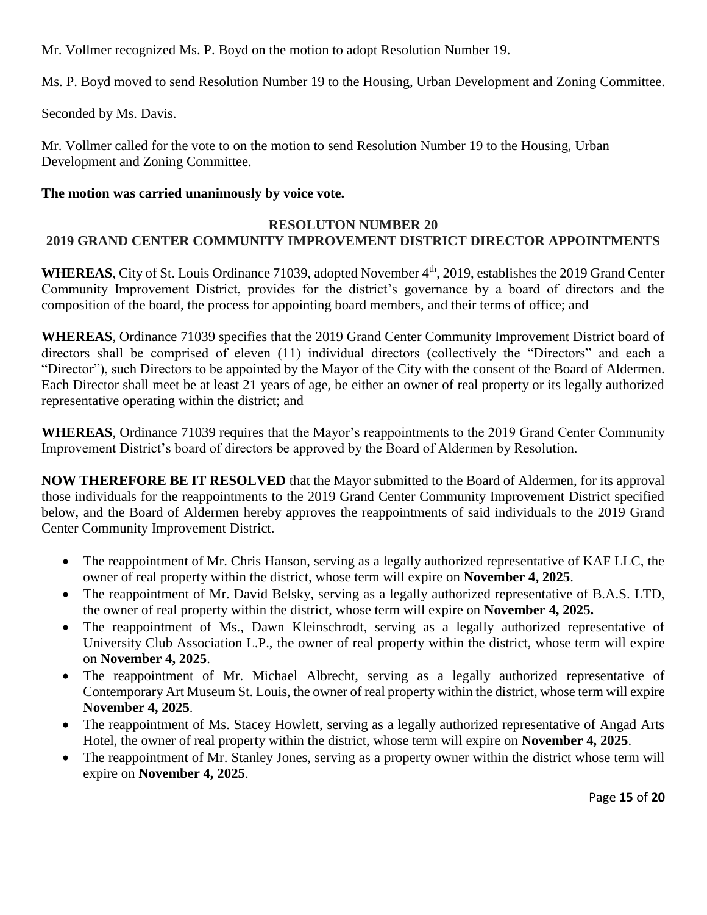Mr. Vollmer recognized Ms. P. Boyd on the motion to adopt Resolution Number 19.

Ms. P. Boyd moved to send Resolution Number 19 to the Housing, Urban Development and Zoning Committee.

Seconded by Ms. Davis.

Mr. Vollmer called for the vote to on the motion to send Resolution Number 19 to the Housing, Urban Development and Zoning Committee.

**The motion was carried unanimously by voice vote.**

**RESOLUTON NUMBER 20**
**2019 GRAND CENTER COMMUNITY IMPROVEMENT DISTRICT DIRECTOR APPOINTMENTS**

**WHEREAS**, City of St. Louis Ordinance 71039, adopted November 4th, 2019, establishes the 2019 Grand Center Community Improvement District, provides for the district's governance by a board of directors and the composition of the board, the process for appointing board members, and their terms of office; and

**WHEREAS**, Ordinance 71039 specifies that the 2019 Grand Center Community Improvement District board of directors shall be comprised of eleven (11) individual directors (collectively the "Directors" and each a "Director"), such Directors to be appointed by the Mayor of the City with the consent of the Board of Aldermen. Each Director shall meet be at least 21 years of age, be either an owner of real property or its legally authorized representative operating within the district; and

**WHEREAS**, Ordinance 71039 requires that the Mayor's reappointments to the 2019 Grand Center Community Improvement District's board of directors be approved by the Board of Aldermen by Resolution.

**NOW THEREFORE BE IT RESOLVED** that the Mayor submitted to the Board of Aldermen, for its approval those individuals for the reappointments to the 2019 Grand Center Community Improvement District specified below, and the Board of Aldermen hereby approves the reappointments of said individuals to the 2019 Grand Center Community Improvement District.

- The reappointment of Mr. Chris Hanson, serving as a legally authorized representative of KAF LLC, the owner of real property within the district, whose term will expire on **November 4, 2025**.
- The reappointment of Mr. David Belsky, serving as a legally authorized representative of B.A.S. LTD, the owner of real property within the district, whose term will expire on **November 4, 2025.**
- The reappointment of Ms., Dawn Kleinschrodt, serving as a legally authorized representative of University Club Association L.P., the owner of real property within the district, whose term will expire on **November 4, 2025**.
- The reappointment of Mr. Michael Albrecht, serving as a legally authorized representative of Contemporary Art Museum St. Louis, the owner of real property within the district, whose term will expire **November 4, 2025**.
- The reappointment of Ms. Stacey Howlett, serving as a legally authorized representative of Angad Arts Hotel, the owner of real property within the district, whose term will expire on **November 4, 2025**.
- The reappointment of Mr. Stanley Jones, serving as a property owner within the district whose term will expire on **November 4, 2025**.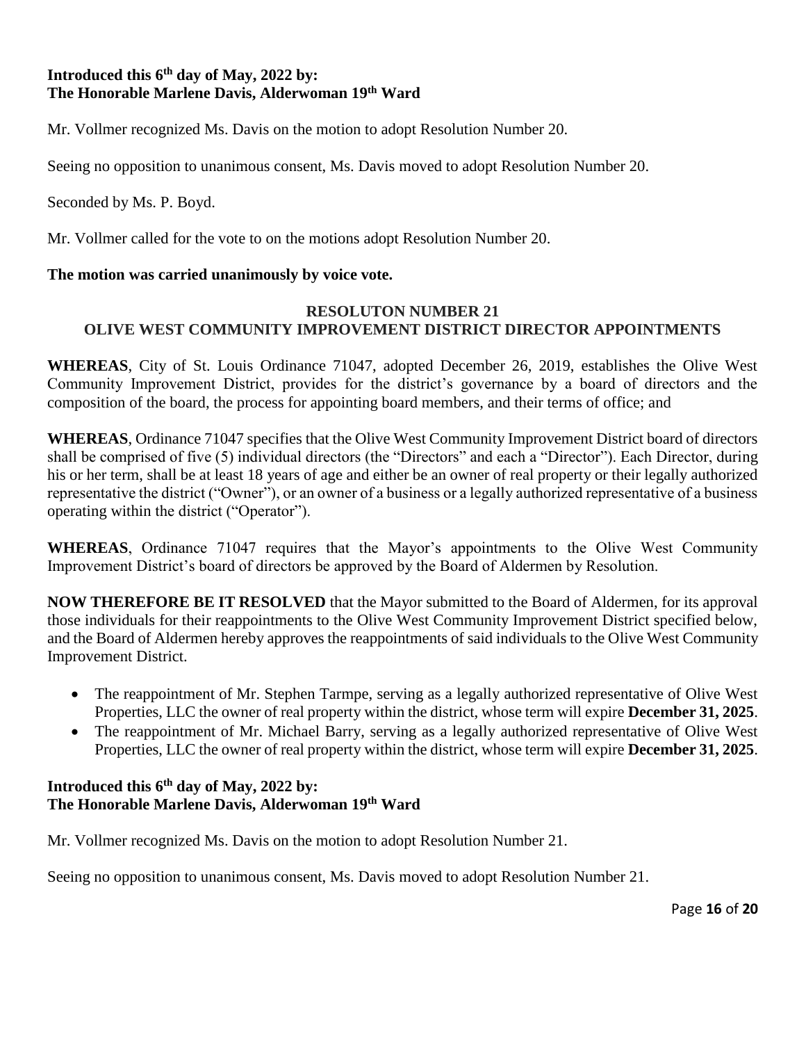**Introduced this 6th day of May, 2022 by:**
**The Honorable Marlene Davis, Alderwoman 19th Ward**

Mr. Vollmer recognized Ms. Davis on the motion to adopt Resolution Number 20.

Seeing no opposition to unanimous consent, Ms. Davis moved to adopt Resolution Number 20.

Seconded by Ms. P. Boyd.

Mr. Vollmer called for the vote to on the motions adopt Resolution Number 20.

**The motion was carried unanimously by voice vote.**

**RESOLUTON NUMBER 21**
**OLIVE WEST COMMUNITY IMPROVEMENT DISTRICT DIRECTOR APPOINTMENTS**

**WHEREAS**, City of St. Louis Ordinance 71047, adopted December 26, 2019, establishes the Olive West Community Improvement District, provides for the district's governance by a board of directors and the composition of the board, the process for appointing board members, and their terms of office; and

**WHEREAS**, Ordinance 71047 specifies that the Olive West Community Improvement District board of directors shall be comprised of five (5) individual directors (the "Directors" and each a "Director"). Each Director, during his or her term, shall be at least 18 years of age and either be an owner of real property or their legally authorized representative the district ("Owner"), or an owner of a business or a legally authorized representative of a business operating within the district ("Operator").

**WHEREAS**, Ordinance 71047 requires that the Mayor's appointments to the Olive West Community Improvement District's board of directors be approved by the Board of Aldermen by Resolution.

**NOW THEREFORE BE IT RESOLVED** that the Mayor submitted to the Board of Aldermen, for its approval those individuals for their reappointments to the Olive West Community Improvement District specified below, and the Board of Aldermen hereby approves the reappointments of said individuals to the Olive West Community Improvement District.

- The reappointment of Mr. Stephen Tarmpe, serving as a legally authorized representative of Olive West Properties, LLC the owner of real property within the district, whose term will expire **December 31, 2025**.
- The reappointment of Mr. Michael Barry, serving as a legally authorized representative of Olive West Properties, LLC the owner of real property within the district, whose term will expire **December 31, 2025**.

**Introduced this 6th day of May, 2022 by:**
**The Honorable Marlene Davis, Alderwoman 19th Ward**

Mr. Vollmer recognized Ms. Davis on the motion to adopt Resolution Number 21.

Seeing no opposition to unanimous consent, Ms. Davis moved to adopt Resolution Number 21.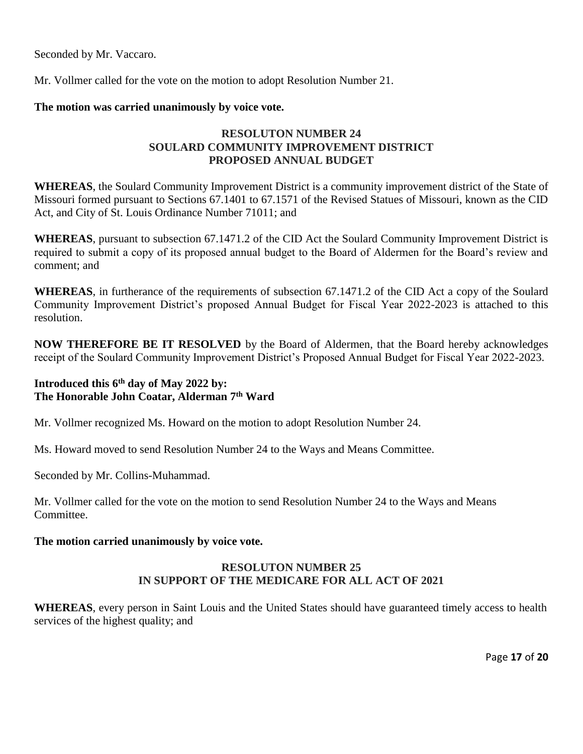Seconded by Mr. Vaccaro.

Mr. Vollmer called for the vote on the motion to adopt Resolution Number 21.

**The motion was carried unanimously by voice vote.**

**RESOLUTON NUMBER 24**
**SOULARD COMMUNITY IMPROVEMENT DISTRICT**
**PROPOSED ANNUAL BUDGET**

**WHEREAS**, the Soulard Community Improvement District is a community improvement district of the State of Missouri formed pursuant to Sections 67.1401 to 67.1571 of the Revised Statues of Missouri, known as the CID Act, and City of St. Louis Ordinance Number 71011; and

**WHEREAS**, pursuant to subsection 67.1471.2 of the CID Act the Soulard Community Improvement District is required to submit a copy of its proposed annual budget to the Board of Aldermen for the Board's review and comment; and

**WHEREAS**, in furtherance of the requirements of subsection 67.1471.2 of the CID Act a copy of the Soulard Community Improvement District's proposed Annual Budget for Fiscal Year 2022-2023 is attached to this resolution.

**NOW THEREFORE BE IT RESOLVED** by the Board of Aldermen, that the Board hereby acknowledges receipt of the Soulard Community Improvement District's Proposed Annual Budget for Fiscal Year 2022-2023.

**Introduced this 6th day of May 2022 by:**
**The Honorable John Coatar, Alderman 7th Ward**

Mr. Vollmer recognized Ms. Howard on the motion to adopt Resolution Number 24.

Ms. Howard moved to send Resolution Number 24 to the Ways and Means Committee.

Seconded by Mr. Collins-Muhammad.

Mr. Vollmer called for the vote on the motion to send Resolution Number 24 to the Ways and Means Committee.

**The motion carried unanimously by voice vote.**

**RESOLUTON NUMBER 25**
**IN SUPPORT OF THE MEDICARE FOR ALL ACT OF 2021**

**WHEREAS**, every person in Saint Louis and the United States should have guaranteed timely access to health services of the highest quality; and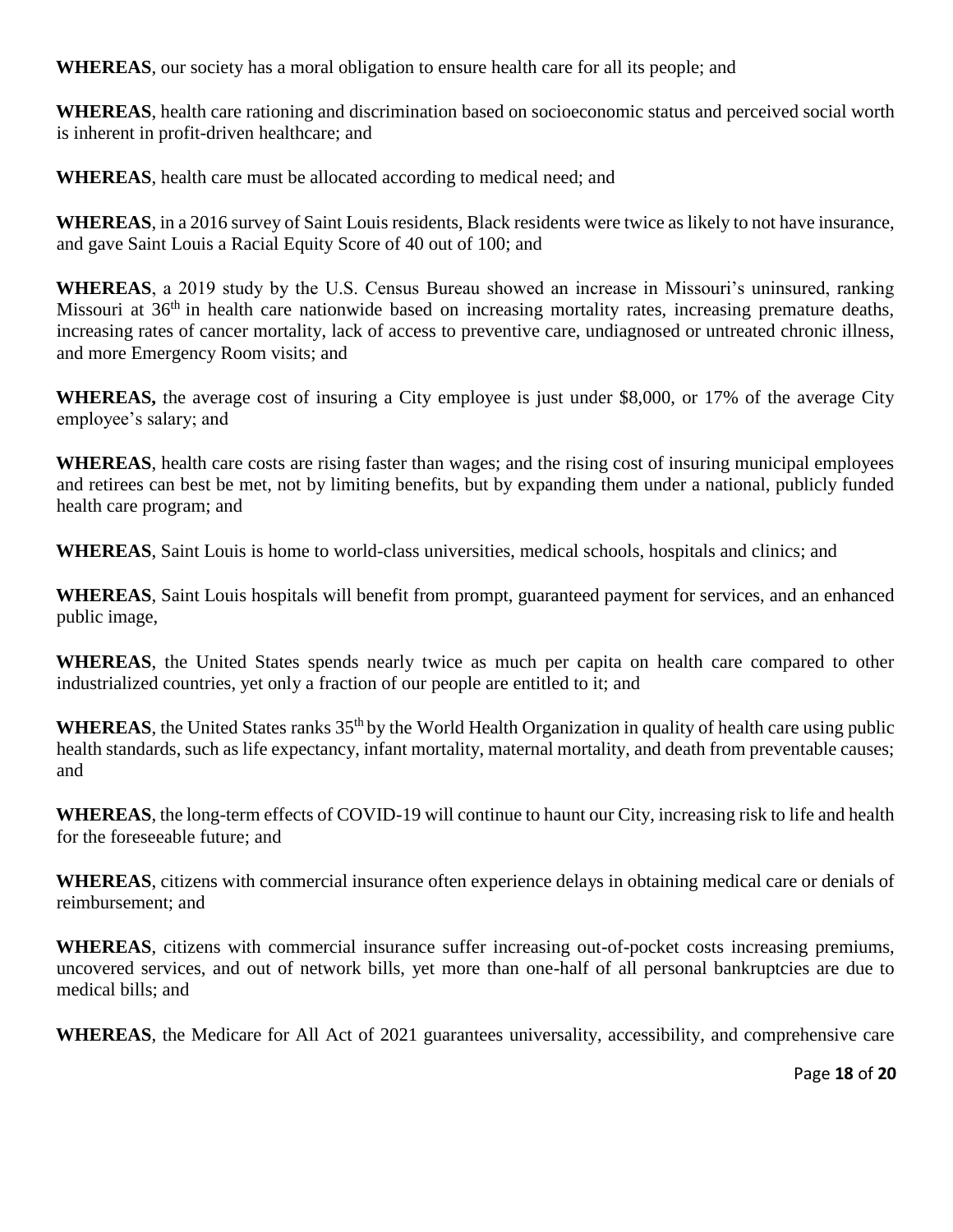**WHEREAS**, our society has a moral obligation to ensure health care for all its people; and

**WHEREAS**, health care rationing and discrimination based on socioeconomic status and perceived social worth is inherent in profit-driven healthcare; and

**WHEREAS**, health care must be allocated according to medical need; and

**WHEREAS**, in a 2016 survey of Saint Louis residents, Black residents were twice as likely to not have insurance, and gave Saint Louis a Racial Equity Score of 40 out of 100; and

**WHEREAS**, a 2019 study by the U.S. Census Bureau showed an increase in Missouri's uninsured, ranking Missouri at 36th in health care nationwide based on increasing mortality rates, increasing premature deaths, increasing rates of cancer mortality, lack of access to preventive care, undiagnosed or untreated chronic illness, and more Emergency Room visits; and

**WHEREAS,** the average cost of insuring a City employee is just under $8,000, or 17% of the average City employee's salary; and

**WHEREAS**, health care costs are rising faster than wages; and the rising cost of insuring municipal employees and retirees can best be met, not by limiting benefits, but by expanding them under a national, publicly funded health care program; and

**WHEREAS**, Saint Louis is home to world-class universities, medical schools, hospitals and clinics; and

**WHEREAS**, Saint Louis hospitals will benefit from prompt, guaranteed payment for services, and an enhanced public image,

**WHEREAS**, the United States spends nearly twice as much per capita on health care compared to other industrialized countries, yet only a fraction of our people are entitled to it; and

**WHEREAS**, the United States ranks 35th by the World Health Organization in quality of health care using public health standards, such as life expectancy, infant mortality, maternal mortality, and death from preventable causes; and

**WHEREAS**, the long-term effects of COVID-19 will continue to haunt our City, increasing risk to life and health for the foreseeable future; and

**WHEREAS**, citizens with commercial insurance often experience delays in obtaining medical care or denials of reimbursement; and

**WHEREAS**, citizens with commercial insurance suffer increasing out-of-pocket costs increasing premiums, uncovered services, and out of network bills, yet more than one-half of all personal bankruptcies are due to medical bills; and

**WHEREAS**, the Medicare for All Act of 2021 guarantees universality, accessibility, and comprehensive care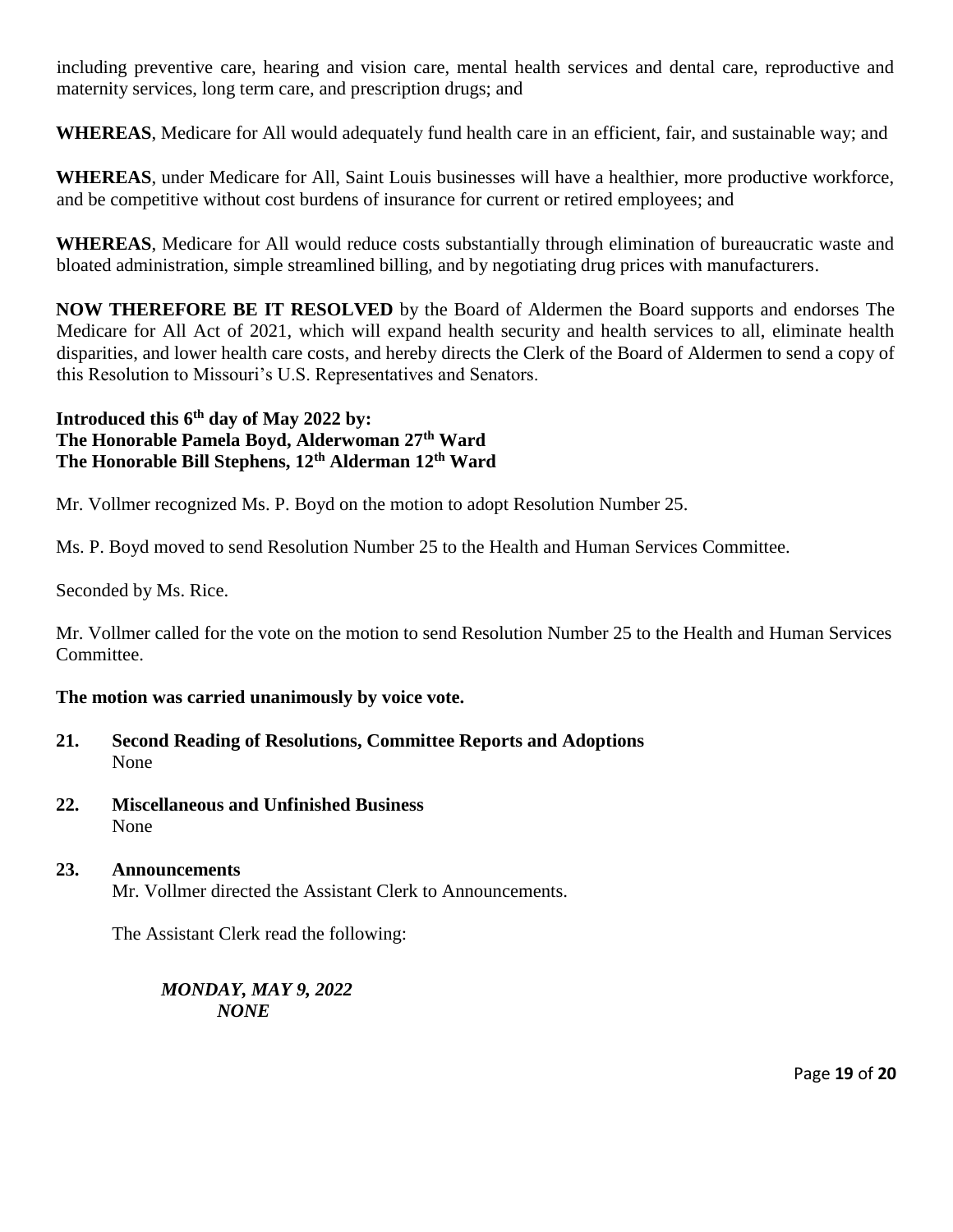including preventive care, hearing and vision care, mental health services and dental care, reproductive and maternity services, long term care, and prescription drugs; and

**WHEREAS**, Medicare for All would adequately fund health care in an efficient, fair, and sustainable way; and

**WHEREAS**, under Medicare for All, Saint Louis businesses will have a healthier, more productive workforce, and be competitive without cost burdens of insurance for current or retired employees; and

**WHEREAS**, Medicare for All would reduce costs substantially through elimination of bureaucratic waste and bloated administration, simple streamlined billing, and by negotiating drug prices with manufacturers.

**NOW THEREFORE BE IT RESOLVED** by the Board of Aldermen the Board supports and endorses The Medicare for All Act of 2021, which will expand health security and health services to all, eliminate health disparities, and lower health care costs, and hereby directs the Clerk of the Board of Aldermen to send a copy of this Resolution to Missouri's U.S. Representatives and Senators.

**Introduced this 6th day of May 2022 by:**
**The Honorable Pamela Boyd, Alderwoman 27th Ward**
**The Honorable Bill Stephens, 12th Alderman 12th Ward**

Mr. Vollmer recognized Ms. P. Boyd on the motion to adopt Resolution Number 25.

Ms. P. Boyd moved to send Resolution Number 25 to the Health and Human Services Committee.

Seconded by Ms. Rice.

Mr. Vollmer called for the vote on the motion to send Resolution Number 25 to the Health and Human Services Committee.

**The motion was carried unanimously by voice vote.**

**21. Second Reading of Resolutions, Committee Reports and Adoptions**
None

**22. Miscellaneous and Unfinished Business**
None

**23. Announcements**
Mr. Vollmer directed the Assistant Clerk to Announcements.

The Assistant Clerk read the following:

***MONDAY, MAY 9, 2022***
***NONE***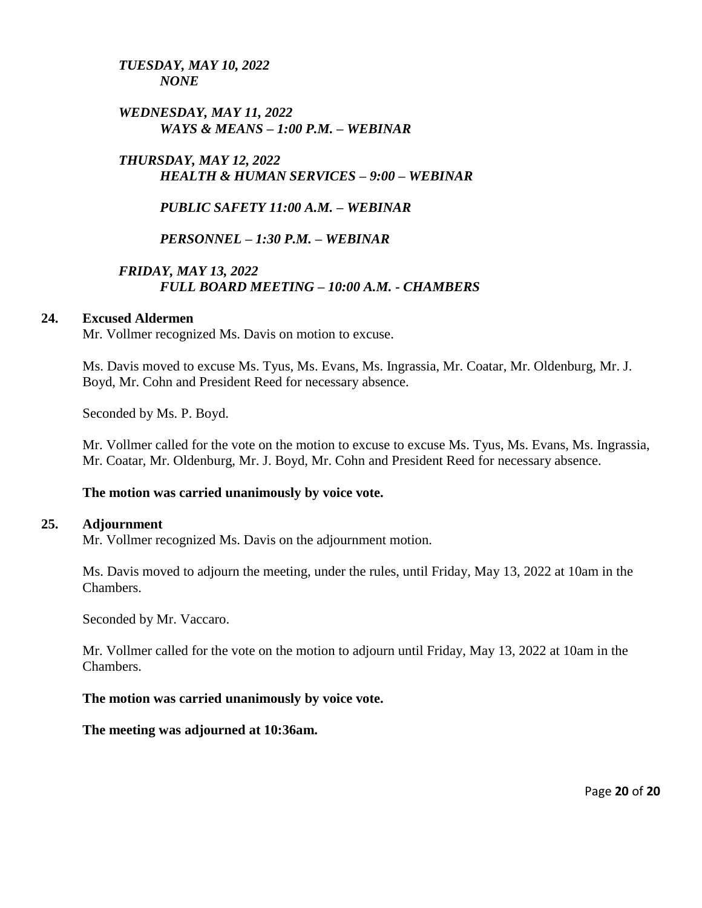*TUESDAY, MAY 10, 2022*
*NONE*

*WEDNESDAY, MAY 11, 2022*
*WAYS & MEANS – 1:00 P.M. – WEBINAR*

*THURSDAY, MAY 12, 2022*
*HEALTH & HUMAN SERVICES – 9:00 – WEBINAR*

*PUBLIC SAFETY 11:00 A.M. – WEBINAR*

*PERSONNEL – 1:30 P.M. – WEBINAR*

*FRIDAY, MAY 13, 2022*
*FULL BOARD MEETING – 10:00 A.M. - CHAMBERS*

**24. Excused Aldermen**

Mr. Vollmer recognized Ms. Davis on motion to excuse.

Ms. Davis moved to excuse Ms. Tyus, Ms. Evans, Ms. Ingrassia, Mr. Coatar, Mr. Oldenburg, Mr. J. Boyd, Mr. Cohn and President Reed for necessary absence.

Seconded by Ms. P. Boyd.

Mr. Vollmer called for the vote on the motion to excuse to excuse Ms. Tyus, Ms. Evans, Ms. Ingrassia, Mr. Coatar, Mr. Oldenburg, Mr. J. Boyd, Mr. Cohn and President Reed for necessary absence.

**The motion was carried unanimously by voice vote.**

**25. Adjournment**

Mr. Vollmer recognized Ms. Davis on the adjournment motion.

Ms. Davis moved to adjourn the meeting, under the rules, until Friday, May 13, 2022 at 10am in the Chambers.

Seconded by Mr. Vaccaro.

Mr. Vollmer called for the vote on the motion to adjourn until Friday, May 13, 2022 at 10am in the Chambers.

**The motion was carried unanimously by voice vote.**

**The meeting was adjourned at 10:36am.**